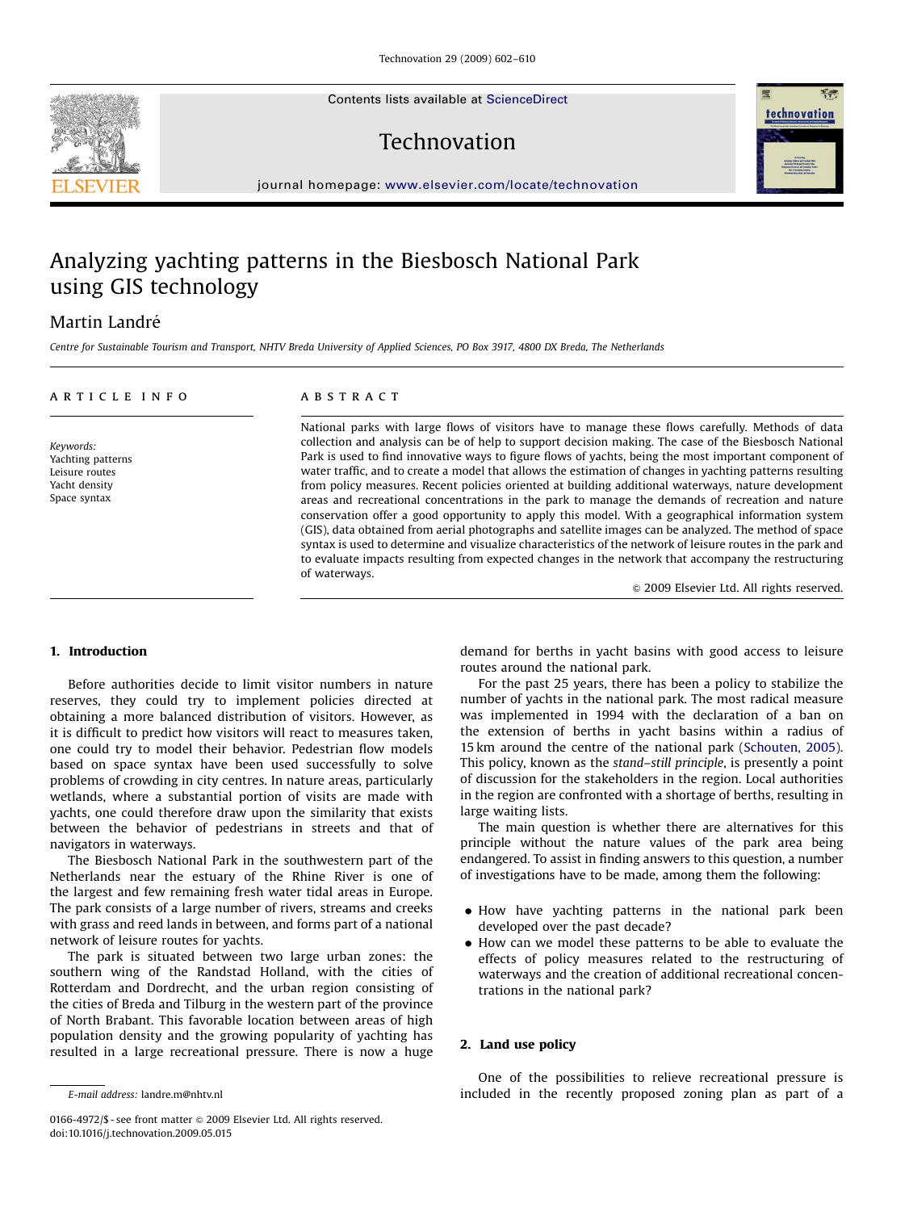# Analyzing yachting patterns in the Biesbosch National Park using GIS technology

Martin Landré

*Centre for Sustainable Tourism and Transport, NHTV Breda University of Applied Sciences, PO Box 3917, 4800 DX Breda, The Netherlands*

## ARTICLE INFO

*Keywords:*
Yachting patterns
Leisure routes
Yacht density
Space syntax

## ABSTRACT

National parks with large flows of visitors have to manage these flows carefully. Methods of data collection and analysis can be of help to support decision making. The case of the Biesbosch National Park is used to find innovative ways to figure flows of yachts, being the most important component of water traffic, and to create a model that allows the estimation of changes in yachting patterns resulting from policy measures. Recent policies oriented at building additional waterways, nature development areas and recreational concentrations in the park to manage the demands of recreation and nature conservation offer a good opportunity to apply this model. With a geographical information system (GIS), data obtained from aerial photographs and satellite images can be analyzed. The method of space syntax is used to determine and visualize characteristics of the network of leisure routes in the park and to evaluate impacts resulting from expected changes in the network that accompany the restructuring of waterways.

© 2009 Elsevier Ltd. All rights reserved.

## 1. Introduction

Before authorities decide to limit visitor numbers in nature reserves, they could try to implement policies directed at obtaining a more balanced distribution of visitors. However, as it is difficult to predict how visitors will react to measures taken, one could try to model their behavior. Pedestrian flow models based on space syntax have been used successfully to solve problems of crowding in city centres. In nature areas, particularly wetlands, where a substantial portion of visits are made with yachts, one could therefore draw upon the similarity that exists between the behavior of pedestrians in streets and that of navigators in waterways.

The Biesbosch National Park in the southwestern part of the Netherlands near the estuary of the Rhine River is one of the largest and few remaining fresh water tidal areas in Europe. The park consists of a large number of rivers, streams and creeks with grass and reed lands in between, and forms part of a national network of leisure routes for yachts.

The park is situated between two large urban zones: the southern wing of the Randstad Holland, with the cities of Rotterdam and Dordrecht, and the urban region consisting of the cities of Breda and Tilburg in the western part of the province of North Brabant. This favorable location between areas of high population density and the growing popularity of yachting has resulted in a large recreational pressure. There is now a huge demand for berths in yacht basins with good access to leisure routes around the national park.

For the past 25 years, there has been a policy to stabilize the number of yachts in the national park. The most radical measure was implemented in 1994 with the declaration of a ban on the extension of berths in yacht basins within a radius of 15 km around the centre of the national park (Schouten, 2005). This policy, known as the *stand–still principle*, is presently a point of discussion for the stakeholders in the region. Local authorities in the region are confronted with a shortage of berths, resulting in large waiting lists.

The main question is whether there are alternatives for this principle without the nature values of the park area being endangered. To assist in finding answers to this question, a number of investigations have to be made, among them the following:

- How have yachting patterns in the national park been developed over the past decade?
- How can we model these patterns to be able to evaluate the effects of policy measures related to the restructuring of waterways and the creation of additional recreational concentrations in the national park?

## 2. Land use policy

One of the possibilities to relieve recreational pressure is included in the recently proposed zoning plan as part of a

*E-mail address:* landre.m@nhtv.nl

0166-4972/$ - see front matter © 2009 Elsevier Ltd. All rights reserved.
doi:10.1016/j.technovation.2009.05.015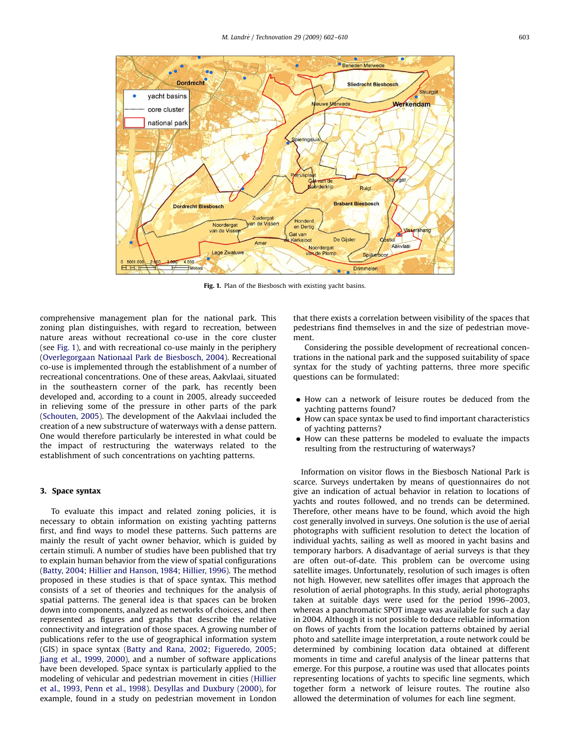Fig. 1. Plan of the Biesbosch with existing yacht basins.

comprehensive management plan for the national park. This zoning plan distinguishes, with regard to recreation, between nature areas without recreational co-use in the core cluster (see Fig. 1), and with recreational co-use mainly in the periphery (Overlegorgaan Nationaal Park de Biesbosch, 2004). Recreational co-use is implemented through the establishment of a number of recreational concentrations. One of these areas, Aakvlaai, situated in the southeastern corner of the park, has recently been developed and, according to a count in 2005, already succeeded in relieving some of the pressure in other parts of the park (Schouten, 2005). The development of the Aakvlaai included the creation of a new substructure of waterways with a dense pattern. One would therefore particularly be interested in what could be the impact of restructuring the waterways related to the establishment of such concentrations on yachting patterns.

## 3. Space syntax

To evaluate this impact and related zoning policies, it is necessary to obtain information on existing yachting patterns first, and find ways to model these patterns. Such patterns are mainly the result of yacht owner behavior, which is guided by certain stimuli. A number of studies have been published that try to explain human behavior from the view of spatial configurations (Batty, 2004; Hillier and Hanson, 1984; Hillier, 1996). The method proposed in these studies is that of space syntax. This method consists of a set of theories and techniques for the analysis of spatial patterns. The general idea is that spaces can be broken down into components, analyzed as networks of choices, and then represented as figures and graphs that describe the relative connectivity and integration of those spaces. A growing number of publications refer to the use of geographical information system (GIS) in space syntax (Batty and Rana, 2002; Figueredo, 2005; Jiang et al., 1999, 2000), and a number of software applications have been developed. Space syntax is particularly applied to the modeling of vehicular and pedestrian movement in cities (Hillier et al., 1993, Penn et al., 1998). Desyllas and Duxbury (2000), for example, found in a study on pedestrian movement in London that there exists a correlation between visibility of the spaces that pedestrians find themselves in and the size of pedestrian movement.

Considering the possible development of recreational concentrations in the national park and the supposed suitability of space syntax for the study of yachting patterns, three more specific questions can be formulated:

- How can a network of leisure routes be deduced from the yachting patterns found?
- How can space syntax be used to find important characteristics of yachting patterns?
- How can these patterns be modeled to evaluate the impacts resulting from the restructuring of waterways?

Information on visitor flows in the Biesbosch National Park is scarce. Surveys undertaken by means of questionnaires do not give an indication of actual behavior in relation to locations of yachts and routes followed, and no trends can be determined. Therefore, other means have to be found, which avoid the high cost generally involved in surveys. One solution is the use of aerial photographs with sufficient resolution to detect the location of individual yachts, sailing as well as moored in yacht basins and temporary harbors. A disadvantage of aerial surveys is that they are often out-of-date. This problem can be overcome using satellite images. Unfortunately, resolution of such images is often not high. However, new satellites offer images that approach the resolution of aerial photographs. In this study, aerial photographs taken at suitable days were used for the period 1996–2003, whereas a panchromatic SPOT image was available for such a day in 2004. Although it is not possible to deduce reliable information on flows of yachts from the location patterns obtained by aerial photo and satellite image interpretation, a route network could be determined by combining location data obtained at different moments in time and careful analysis of the linear patterns that emerge. For this purpose, a routine was used that allocates points representing locations of yachts to specific line segments, which together form a network of leisure routes. The routine also allowed the determination of volumes for each line segment.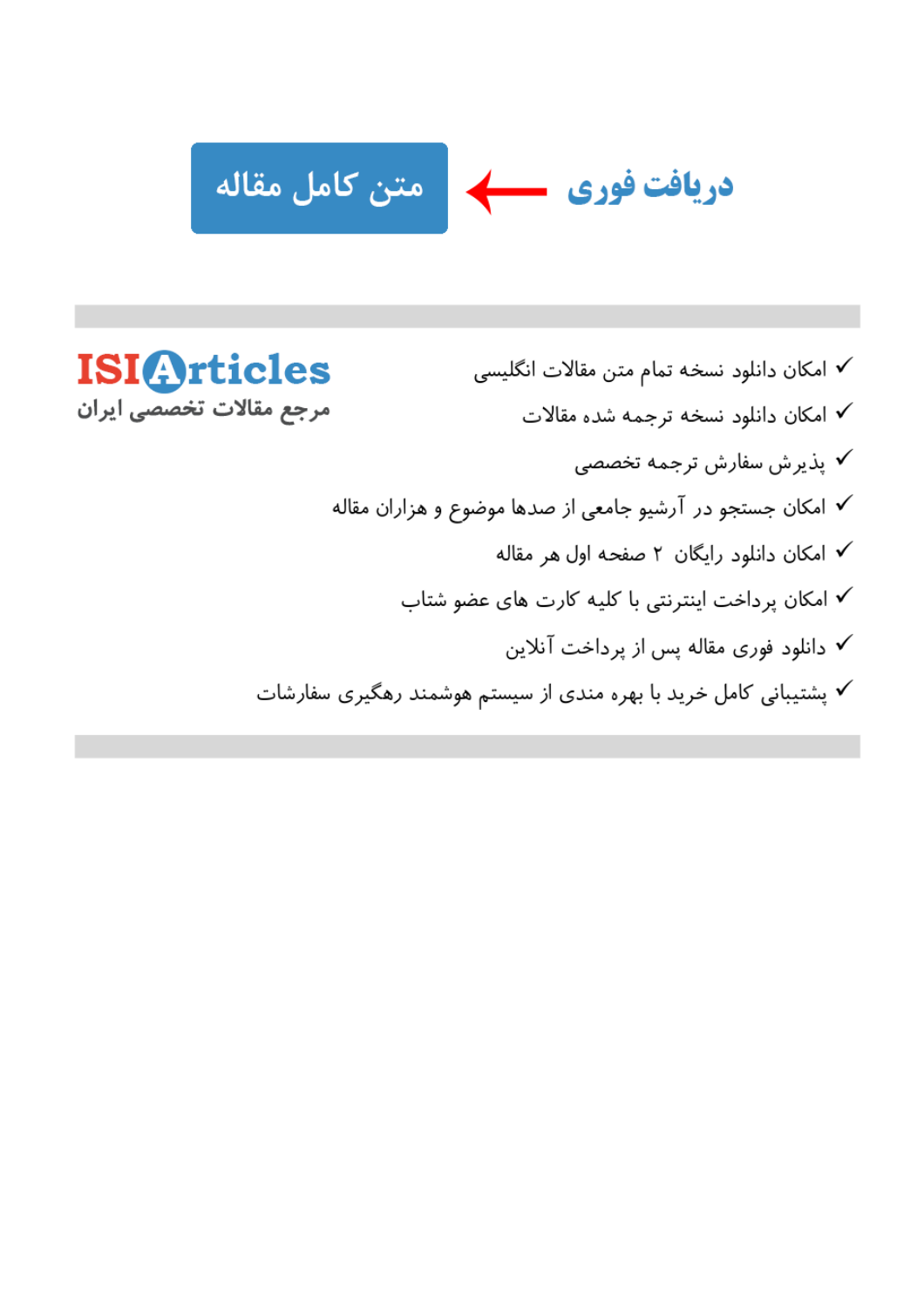دریافت فوری ← **متن کامل مقاله**

**ISIArticles**
مرجع مقالات تخصصی ایران

- ✓ امکان دانلود نسخه تمام متن مقالات انگلیسی
- ✓ امکان دانلود نسخه ترجمه شده مقالات
- ✓ پذیرش سفارش ترجمه تخصصی
- ✓ امکان جستجو در آرشیو جامعی از صدها موضوع و هزاران مقاله
- ✓ امکان دانلود رایگان ۲ صفحه اول هر مقاله
- ✓ امکان پرداخت اینترنتی با کلیه کارت های عضو شتاب
- ✓ دانلود فوری مقاله پس از پرداخت آنلاین
- ✓ پشتیبانی کامل خرید با بهره مندی از سیستم هوشمند رهگیری سفارشات